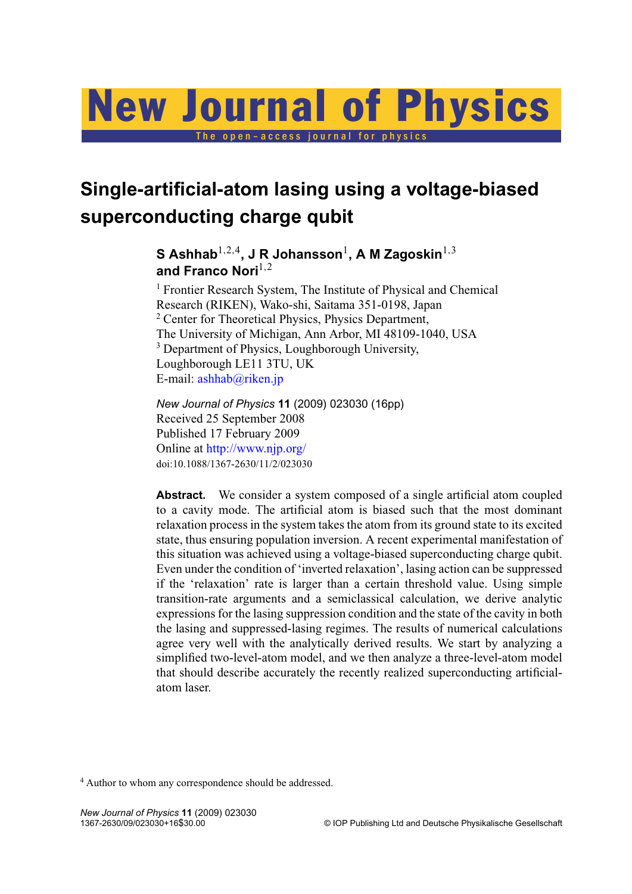# Single-artificial-atom lasing using a voltage-biased superconducting charge qubit

**S Ashhab**[1,2,4], **J R Johansson**[1], **A M Zagoskin**[1,3] **and Franco Nori**[1,2]

[1] Frontier Research System, The Institute of Physical and Chemical Research (RIKEN), Wako-shi, Saitama 351-0198, Japan
[2] Center for Theoretical Physics, Physics Department, The University of Michigan, Ann Arbor, MI 48109-1040, USA
[3] Department of Physics, Loughborough University, Loughborough LE11 3TU, UK
E-mail: ashhab@riken.jp

*New Journal of Physics* **11** (2009) 023030 (16pp)
Received 25 September 2008
Published 17 February 2009
Online at http://www.njp.org/
doi:10.1088/1367-2630/11/2/023030

**Abstract.** We consider a system composed of a single artificial atom coupled to a cavity mode. The artificial atom is biased such that the most dominant relaxation process in the system takes the atom from its ground state to its excited state, thus ensuring population inversion. A recent experimental manifestation of this situation was achieved using a voltage-biased superconducting charge qubit. Even under the condition of 'inverted relaxation', lasing action can be suppressed if the 'relaxation' rate is larger than a certain threshold value. Using simple transition-rate arguments and a semiclassical calculation, we derive analytic expressions for the lasing suppression condition and the state of the cavity in both the lasing and suppressed-lasing regimes. The results of numerical calculations agree very well with the analytically derived results. We start by analyzing a simplified two-level-atom model, and we then analyze a three-level-atom model that should describe accurately the recently realized superconducting artificial-atom laser.

[4] Author to whom any correspondence should be addressed.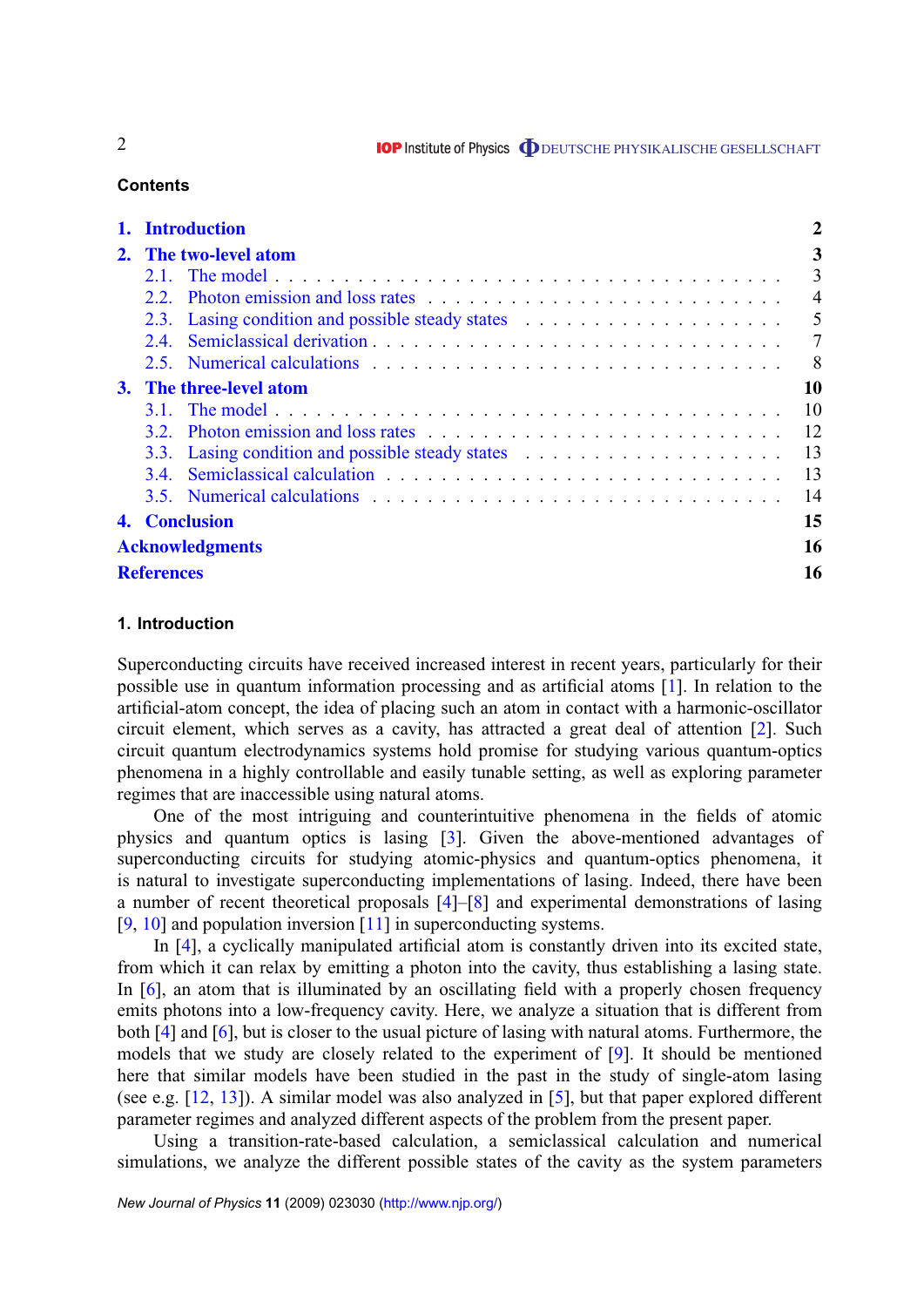## Contents

| | | |
|---|---|---|
| **1.** | **Introduction** | **2** |
| **2.** | **The two-level atom** | **3** |
| | 2.1. The model | 3 |
| | 2.2. Photon emission and loss rates | 4 |
| | 2.3. Lasing condition and possible steady states | 5 |
| | 2.4. Semiclassical derivation | 7 |
| | 2.5. Numerical calculations | 8 |
| **3.** | **The three-level atom** | **10** |
| | 3.1. The model | 10 |
| | 3.2. Photon emission and loss rates | 12 |
| | 3.3. Lasing condition and possible steady states | 13 |
| | 3.4. Semiclassical calculation | 13 |
| | 3.5. Numerical calculations | 14 |
| **4.** | **Conclusion** | **15** |
| | **Acknowledgments** | **16** |
| | **References** | **16** |

## 1. Introduction

Superconducting circuits have received increased interest in recent years, particularly for their possible use in quantum information processing and as artificial atoms [1]. In relation to the artificial-atom concept, the idea of placing such an atom in contact with a harmonic-oscillator circuit element, which serves as a cavity, has attracted a great deal of attention [2]. Such circuit quantum electrodynamics systems hold promise for studying various quantum-optics phenomena in a highly controllable and easily tunable setting, as well as exploring parameter regimes that are inaccessible using natural atoms.

One of the most intriguing and counterintuitive phenomena in the fields of atomic physics and quantum optics is lasing [3]. Given the above-mentioned advantages of superconducting circuits for studying atomic-physics and quantum-optics phenomena, it is natural to investigate superconducting implementations of lasing. Indeed, there have been a number of recent theoretical proposals [4]–[8] and experimental demonstrations of lasing [9, 10] and population inversion [11] in superconducting systems.

In [4], a cyclically manipulated artificial atom is constantly driven into its excited state, from which it can relax by emitting a photon into the cavity, thus establishing a lasing state. In [6], an atom that is illuminated by an oscillating field with a properly chosen frequency emits photons into a low-frequency cavity. Here, we analyze a situation that is different from both [4] and [6], but is closer to the usual picture of lasing with natural atoms. Furthermore, the models that we study are closely related to the experiment of [9]. It should be mentioned here that similar models have been studied in the past in the study of single-atom lasing (see e.g. [12, 13]). A similar model was also analyzed in [5], but that paper explored different parameter regimes and analyzed different aspects of the problem from the present paper.

Using a transition-rate-based calculation, a semiclassical calculation and numerical simulations, we analyze the different possible states of the cavity as the system parameters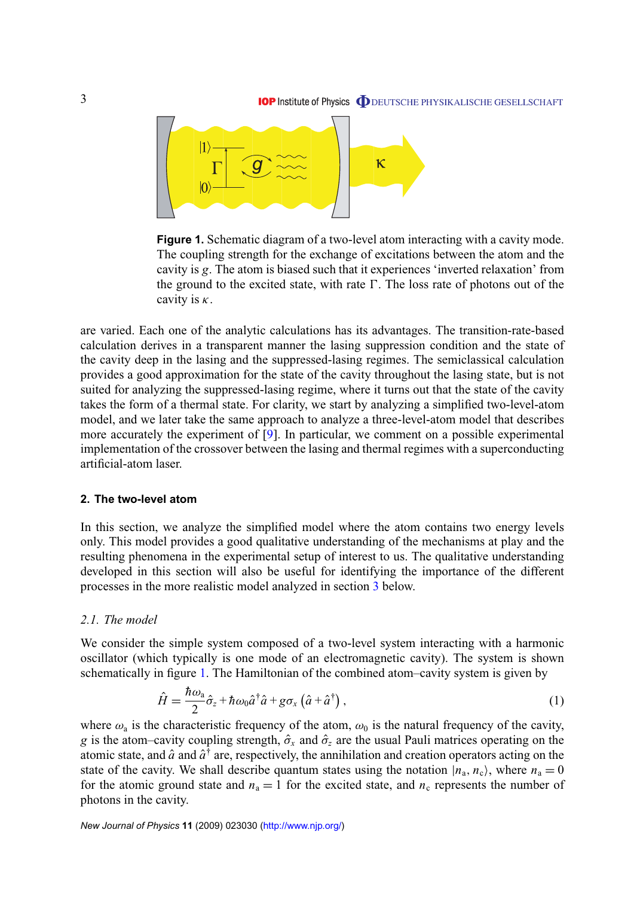**Figure 1.** Schematic diagram of a two-level atom interacting with a cavity mode. The coupling strength for the exchange of excitations between the atom and the cavity is $g$. The atom is biased such that it experiences 'inverted relaxation' from the ground to the excited state, with rate $\Gamma$. The loss rate of photons out of the cavity is $\kappa$.

are varied. Each one of the analytic calculations has its advantages. The transition-rate-based calculation derives in a transparent manner the lasing suppression condition and the state of the cavity deep in the lasing and the suppressed-lasing regimes. The semiclassical calculation provides a good approximation for the state of the cavity throughout the lasing state, but is not suited for analyzing the suppressed-lasing regime, where it turns out that the state of the cavity takes the form of a thermal state. For clarity, we start by analyzing a simplified two-level-atom model, and we later take the same approach to analyze a three-level-atom model that describes more accurately the experiment of [9]. In particular, we comment on a possible experimental implementation of the crossover between the lasing and thermal regimes with a superconducting artificial-atom laser.

## 2. The two-level atom

In this section, we analyze the simplified model where the atom contains two energy levels only. This model provides a good qualitative understanding of the mechanisms at play and the resulting phenomena in the experimental setup of interest to us. The qualitative understanding developed in this section will also be useful for identifying the importance of the different processes in the more realistic model analyzed in section 3 below.

### *2.1. The model*

We consider the simple system composed of a two-level system interacting with a harmonic oscillator (which typically is one mode of an electromagnetic cavity). The system is shown schematically in figure 1. The Hamiltonian of the combined atom–cavity system is given by

$$\hat{H} = \frac{\hbar\omega_{\mathrm{a}}}{2}\hat{\sigma}_z + \hbar\omega_0\hat{a}^{\dagger}\hat{a} + g\sigma_x\left(\hat{a} + \hat{a}^{\dagger}\right), \tag{1}$$

where $\omega_{\mathrm{a}}$ is the characteristic frequency of the atom, $\omega_0$ is the natural frequency of the cavity, $g$ is the atom–cavity coupling strength, $\hat{\sigma}_x$ and $\hat{\sigma}_z$ are the usual Pauli matrices operating on the atomic state, and $\hat{a}$ and $\hat{a}^{\dagger}$ are, respectively, the annihilation and creation operators acting on the state of the cavity. We shall describe quantum states using the notation $|n_{\mathrm{a}}, n_{\mathrm{c}}\rangle$, where $n_{\mathrm{a}} = 0$ for the atomic ground state and $n_{\mathrm{a}} = 1$ for the excited state, and $n_{\mathrm{c}}$ represents the number of photons in the cavity.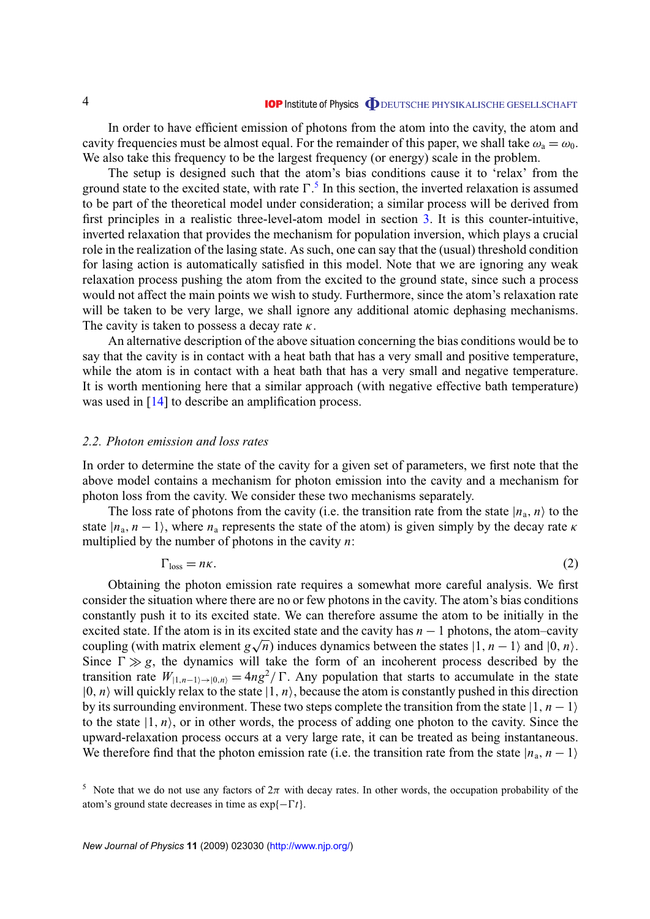In order to have efficient emission of photons from the atom into the cavity, the atom and cavity frequencies must be almost equal. For the remainder of this paper, we shall take $\omega_a = \omega_0$. We also take this frequency to be the largest frequency (or energy) scale in the problem.

The setup is designed such that the atom's bias conditions cause it to 'relax' from the ground state to the excited state, with rate $\Gamma$.[5] In this section, the inverted relaxation is assumed to be part of the theoretical model under consideration; a similar process will be derived from first principles in a realistic three-level-atom model in section 3. It is this counter-intuitive, inverted relaxation that provides the mechanism for population inversion, which plays a crucial role in the realization of the lasing state. As such, one can say that the (usual) threshold condition for lasing action is automatically satisfied in this model. Note that we are ignoring any weak relaxation process pushing the atom from the excited to the ground state, since such a process would not affect the main points we wish to study. Furthermore, since the atom's relaxation rate will be taken to be very large, we shall ignore any additional atomic dephasing mechanisms. The cavity is taken to possess a decay rate $\kappa$.

An alternative description of the above situation concerning the bias conditions would be to say that the cavity is in contact with a heat bath that has a very small and positive temperature, while the atom is in contact with a heat bath that has a very small and negative temperature. It is worth mentioning here that a similar approach (with negative effective bath temperature) was used in [14] to describe an amplification process.

### 2.2. Photon emission and loss rates

In order to determine the state of the cavity for a given set of parameters, we first note that the above model contains a mechanism for photon emission into the cavity and a mechanism for photon loss from the cavity. We consider these two mechanisms separately.

The loss rate of photons from the cavity (i.e. the transition rate from the state $|n_a, n\rangle$ to the state $|n_a, n-1\rangle$, where $n_a$ represents the state of the atom) is given simply by the decay rate $\kappa$ multiplied by the number of photons in the cavity $n$:

$$\Gamma_{\text{loss}} = n\kappa. \tag{2}$$

Obtaining the photon emission rate requires a somewhat more careful analysis. We first consider the situation where there are no or few photons in the cavity. The atom's bias conditions constantly push it to its excited state. We can therefore assume the atom to be initially in the excited state. If the atom is in its excited state and the cavity has $n-1$ photons, the atom–cavity coupling (with matrix element $g\sqrt{n}$) induces dynamics between the states $|1, n-1\rangle$ and $|0, n\rangle$. Since $\Gamma \gg g$, the dynamics will take the form of an incoherent process described by the transition rate $W_{|1,n-1\rangle \to |0,n\rangle} = 4ng^2/\Gamma$. Any population that starts to accumulate in the state $|0, n\rangle$ will quickly relax to the state $|1, n\rangle$, because the atom is constantly pushed in this direction by its surrounding environment. These two steps complete the transition from the state $|1, n-1\rangle$ to the state $|1, n\rangle$, or in other words, the process of adding one photon to the cavity. Since the upward-relaxation process occurs at a very large rate, it can be treated as being instantaneous. We therefore find that the photon emission rate (i.e. the transition rate from the state $|n_a, n-1\rangle$

[5] Note that we do not use any factors of $2\pi$ with decay rates. In other words, the occupation probability of the atom's ground state decreases in time as $\exp\{-\Gamma t\}$.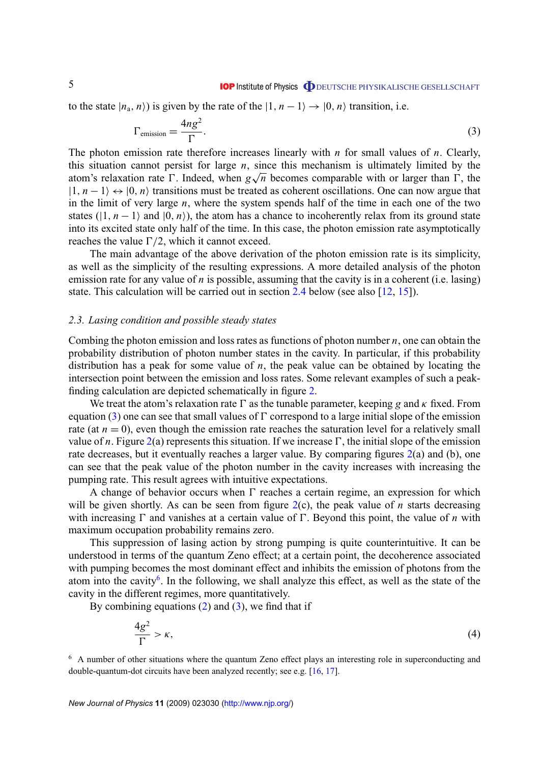to the state $|n_a, n\rangle$) is given by the rate of the $|1, n-1\rangle \to |0, n\rangle$ transition, i.e.

$$\Gamma_{\text{emission}} = \frac{4ng^2}{\Gamma}. \tag{3}$$

The photon emission rate therefore increases linearly with $n$ for small values of $n$. Clearly, this situation cannot persist for large $n$, since this mechanism is ultimately limited by the atom's relaxation rate $\Gamma$. Indeed, when $g\sqrt{n}$ becomes comparable with or larger than $\Gamma$, the $|1, n-1\rangle \leftrightarrow |0, n\rangle$ transitions must be treated as coherent oscillations. One can now argue that in the limit of very large $n$, where the system spends half of the time in each one of the two states ($|1, n-1\rangle$ and $|0, n\rangle$), the atom has a chance to incoherently relax from its ground state into its excited state only half of the time. In this case, the photon emission rate asymptotically reaches the value $\Gamma/2$, which it cannot exceed.

The main advantage of the above derivation of the photon emission rate is its simplicity, as well as the simplicity of the resulting expressions. A more detailed analysis of the photon emission rate for any value of $n$ is possible, assuming that the cavity is in a coherent (i.e. lasing) state. This calculation will be carried out in section 2.4 below (see also [12, 15]).

### *2.3. Lasing condition and possible steady states*

Combing the photon emission and loss rates as functions of photon number $n$, one can obtain the probability distribution of photon number states in the cavity. In particular, if this probability distribution has a peak for some value of $n$, the peak value can be obtained by locating the intersection point between the emission and loss rates. Some relevant examples of such a peak-finding calculation are depicted schematically in figure 2.

We treat the atom's relaxation rate $\Gamma$ as the tunable parameter, keeping $g$ and $\kappa$ fixed. From equation (3) one can see that small values of $\Gamma$ correspond to a large initial slope of the emission rate (at $n = 0$), even though the emission rate reaches the saturation level for a relatively small value of $n$. Figure 2(a) represents this situation. If we increase $\Gamma$, the initial slope of the emission rate decreases, but it eventually reaches a larger value. By comparing figures 2(a) and (b), one can see that the peak value of the photon number in the cavity increases with increasing the pumping rate. This result agrees with intuitive expectations.

A change of behavior occurs when $\Gamma$ reaches a certain regime, an expression for which will be given shortly. As can be seen from figure 2(c), the peak value of $n$ starts decreasing with increasing $\Gamma$ and vanishes at a certain value of $\Gamma$. Beyond this point, the value of $n$ with maximum occupation probability remains zero.

This suppression of lasing action by strong pumping is quite counterintuitive. It can be understood in terms of the quantum Zeno effect; at a certain point, the decoherence associated with pumping becomes the most dominant effect and inhibits the emission of photons from the atom into the cavity[6]. In the following, we shall analyze this effect, as well as the state of the cavity in the different regimes, more quantitatively.

By combining equations (2) and (3), we find that if

$$\frac{4g^2}{\Gamma} > \kappa, \tag{4}$$

[6] A number of other situations where the quantum Zeno effect plays an interesting role in superconducting and double-quantum-dot circuits have been analyzed recently; see e.g. [16, 17].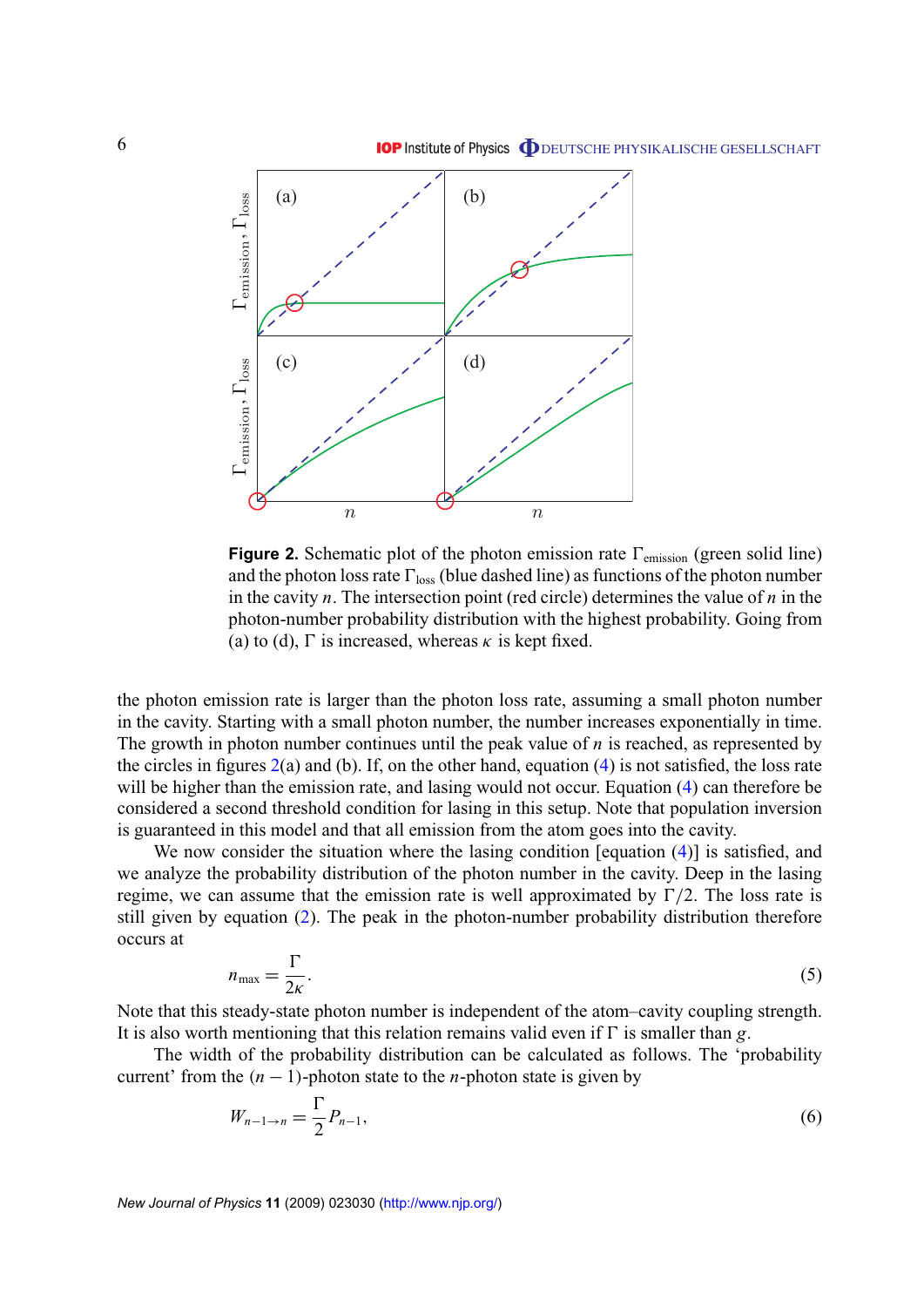**Figure 2.** Schematic plot of the photon emission rate $\Gamma_{\text{emission}}$ (green solid line) and the photon loss rate $\Gamma_{\text{loss}}$ (blue dashed line) as functions of the photon number in the cavity $n$. The intersection point (red circle) determines the value of $n$ in the photon-number probability distribution with the highest probability. Going from (a) to (d), $\Gamma$ is increased, whereas $\kappa$ is kept fixed.

the photon emission rate is larger than the photon loss rate, assuming a small photon number in the cavity. Starting with a small photon number, the number increases exponentially in time. The growth in photon number continues until the peak value of $n$ is reached, as represented by the circles in figures 2(a) and (b). If, on the other hand, equation (4) is not satisfied, the loss rate will be higher than the emission rate, and lasing would not occur. Equation (4) can therefore be considered a second threshold condition for lasing in this setup. Note that population inversion is guaranteed in this model and that all emission from the atom goes into the cavity.

We now consider the situation where the lasing condition [equation (4)] is satisfied, and we analyze the probability distribution of the photon number in the cavity. Deep in the lasing regime, we can assume that the emission rate is well approximated by $\Gamma/2$. The loss rate is still given by equation (2). The peak in the photon-number probability distribution therefore occurs at

$$n_{\text{max}} = \frac{\Gamma}{2\kappa}. \tag{5}$$

Note that this steady-state photon number is independent of the atom–cavity coupling strength. It is also worth mentioning that this relation remains valid even if $\Gamma$ is smaller than $g$.

The width of the probability distribution can be calculated as follows. The 'probability current' from the $(n-1)$-photon state to the $n$-photon state is given by

$$W_{n-1\to n} = \frac{\Gamma}{2} P_{n-1}, \tag{6}$$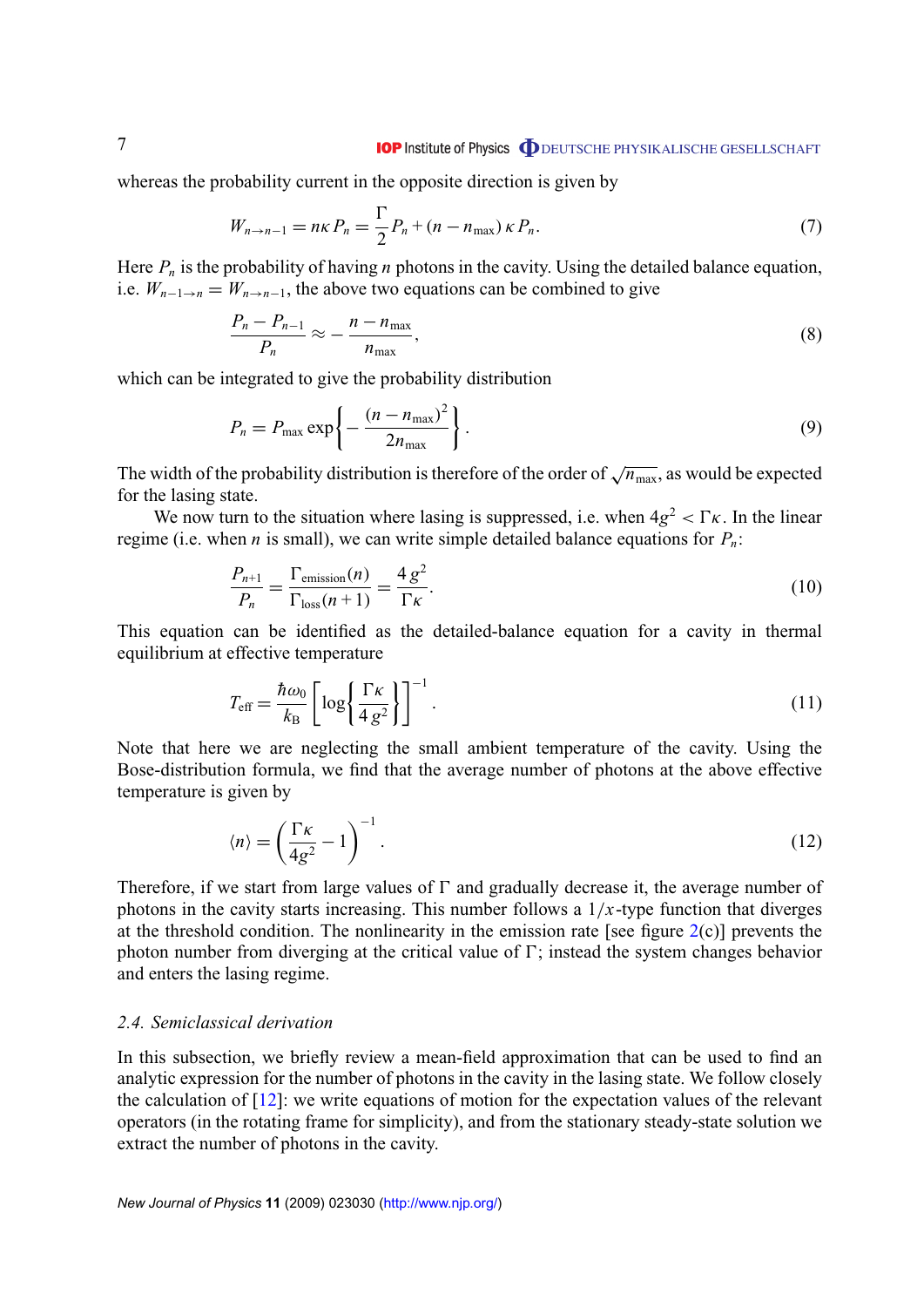whereas the probability current in the opposite direction is given by

$$W_{n\to n-1} = n\kappa P_n = \frac{\Gamma}{2} P_n + (n - n_{\max})\,\kappa P_n. \tag{7}$$

Here $P_n$ is the probability of having $n$ photons in the cavity. Using the detailed balance equation, i.e. $W_{n-1\to n} = W_{n\to n-1}$, the above two equations can be combined to give

$$\frac{P_n - P_{n-1}}{P_n} \approx -\frac{n - n_{\max}}{n_{\max}}, \tag{8}$$

which can be integrated to give the probability distribution

$$P_n = P_{\max} \exp\left\{-\frac{(n - n_{\max})^2}{2n_{\max}}\right\}. \tag{9}$$

The width of the probability distribution is therefore of the order of $\sqrt{n_{\max}}$, as would be expected for the lasing state.

We now turn to the situation where lasing is suppressed, i.e. when $4g^2 < \Gamma\kappa$. In the linear regime (i.e. when $n$ is small), we can write simple detailed balance equations for $P_n$:

$$\frac{P_{n+1}}{P_n} = \frac{\Gamma_{\text{emission}}(n)}{\Gamma_{\text{loss}}(n+1)} = \frac{4\,g^2}{\Gamma\kappa}. \tag{10}$$

This equation can be identified as the detailed-balance equation for a cavity in thermal equilibrium at effective temperature

$$T_{\text{eff}} = \frac{\hbar\omega_0}{k_{\text{B}}} \left[\log\left\{\frac{\Gamma\kappa}{4\,g^2}\right\}\right]^{-1}. \tag{11}$$

Note that here we are neglecting the small ambient temperature of the cavity. Using the Bose-distribution formula, we find that the average number of photons at the above effective temperature is given by

$$\langle n\rangle = \left(\frac{\Gamma\kappa}{4g^2} - 1\right)^{-1}. \tag{12}$$

Therefore, if we start from large values of $\Gamma$ and gradually decrease it, the average number of photons in the cavity starts increasing. This number follows a $1/x$-type function that diverges at the threshold condition. The nonlinearity in the emission rate [see figure 2(c)] prevents the photon number from diverging at the critical value of $\Gamma$; instead the system changes behavior and enters the lasing regime.

### *2.4. Semiclassical derivation*

In this subsection, we briefly review a mean-field approximation that can be used to find an analytic expression for the number of photons in the cavity in the lasing state. We follow closely the calculation of [12]: we write equations of motion for the expectation values of the relevant operators (in the rotating frame for simplicity), and from the stationary steady-state solution we extract the number of photons in the cavity.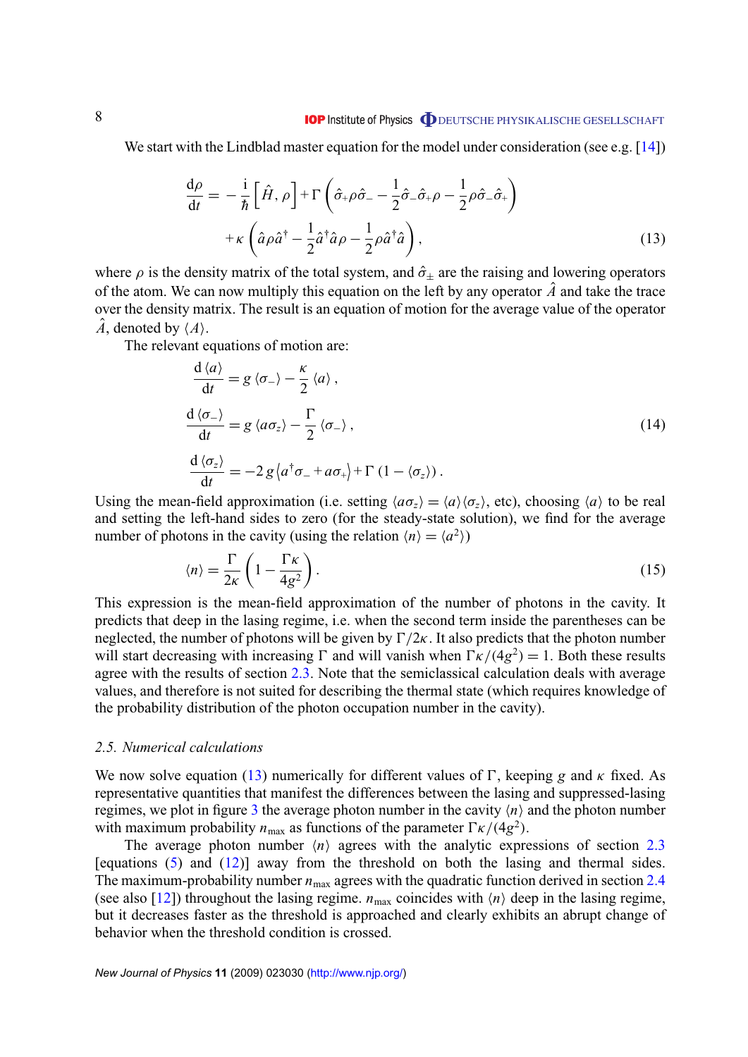We start with the Lindblad master equation for the model under consideration (see e.g. [14])

$$\frac{\mathrm{d}\rho}{\mathrm{d}t} = -\frac{\mathrm{i}}{\hbar}\left[\hat{H},\rho\right] + \Gamma\left(\hat{\sigma}_{+}\rho\hat{\sigma}_{-} - \frac{1}{2}\hat{\sigma}_{-}\hat{\sigma}_{+}\rho - \frac{1}{2}\rho\hat{\sigma}_{-}\hat{\sigma}_{+}\right) + \kappa\left(\hat{a}\rho\hat{a}^{\dagger} - \frac{1}{2}\hat{a}^{\dagger}\hat{a}\rho - \frac{1}{2}\rho\hat{a}^{\dagger}\hat{a}\right), \tag{13}$$

where $\rho$ is the density matrix of the total system, and $\hat{\sigma}_{\pm}$ are the raising and lowering operators of the atom. We can now multiply this equation on the left by any operator $\hat{A}$ and take the trace over the density matrix. The result is an equation of motion for the average value of the operator $\hat{A}$, denoted by $\langle A\rangle$.

The relevant equations of motion are:

$$\begin{aligned}
\frac{\mathrm{d}\langle a\rangle}{\mathrm{d}t} &= g\langle\sigma_{-}\rangle - \frac{\kappa}{2}\langle a\rangle, \\
\frac{\mathrm{d}\langle\sigma_{-}\rangle}{\mathrm{d}t} &= g\langle a\sigma_{z}\rangle - \frac{\Gamma}{2}\langle\sigma_{-}\rangle, \\
\frac{\mathrm{d}\langle\sigma_{z}\rangle}{\mathrm{d}t} &= -2g\left\langle a^{\dagger}\sigma_{-} + a\sigma_{+}\right\rangle + \Gamma\left(1 - \langle\sigma_{z}\rangle\right).
\end{aligned} \tag{14}$$

Using the mean-field approximation (i.e. setting $\langle a\sigma_{z}\rangle = \langle a\rangle\langle\sigma_{z}\rangle$, etc), choosing $\langle a\rangle$ to be real and setting the left-hand sides to zero (for the steady-state solution), we find for the average number of photons in the cavity (using the relation $\langle n\rangle = \langle a^{2}\rangle$)

$$\langle n\rangle = \frac{\Gamma}{2\kappa}\left(1 - \frac{\Gamma\kappa}{4g^{2}}\right). \tag{15}$$

This expression is the mean-field approximation of the number of photons in the cavity. It predicts that deep in the lasing regime, i.e. when the second term inside the parentheses can be neglected, the number of photons will be given by $\Gamma/2\kappa$. It also predicts that the photon number will start decreasing with increasing $\Gamma$ and will vanish when $\Gamma\kappa/(4g^{2}) = 1$. Both these results agree with the results of section 2.3. Note that the semiclassical calculation deals with average values, and therefore is not suited for describing the thermal state (which requires knowledge of the probability distribution of the photon occupation number in the cavity).

### 2.5. Numerical calculations

We now solve equation (13) numerically for different values of $\Gamma$, keeping $g$ and $\kappa$ fixed. As representative quantities that manifest the differences between the lasing and suppressed-lasing regimes, we plot in figure 3 the average photon number in the cavity $\langle n\rangle$ and the photon number with maximum probability $n_{\mathrm{max}}$ as functions of the parameter $\Gamma\kappa/(4g^{2})$.

The average photon number $\langle n\rangle$ agrees with the analytic expressions of section 2.3 [equations (5) and (12)] away from the threshold on both the lasing and thermal sides. The maximum-probability number $n_{\mathrm{max}}$ agrees with the quadratic function derived in section 2.4 (see also [12]) throughout the lasing regime. $n_{\mathrm{max}}$ coincides with $\langle n\rangle$ deep in the lasing regime, but it decreases faster as the threshold is approached and clearly exhibits an abrupt change of behavior when the threshold condition is crossed.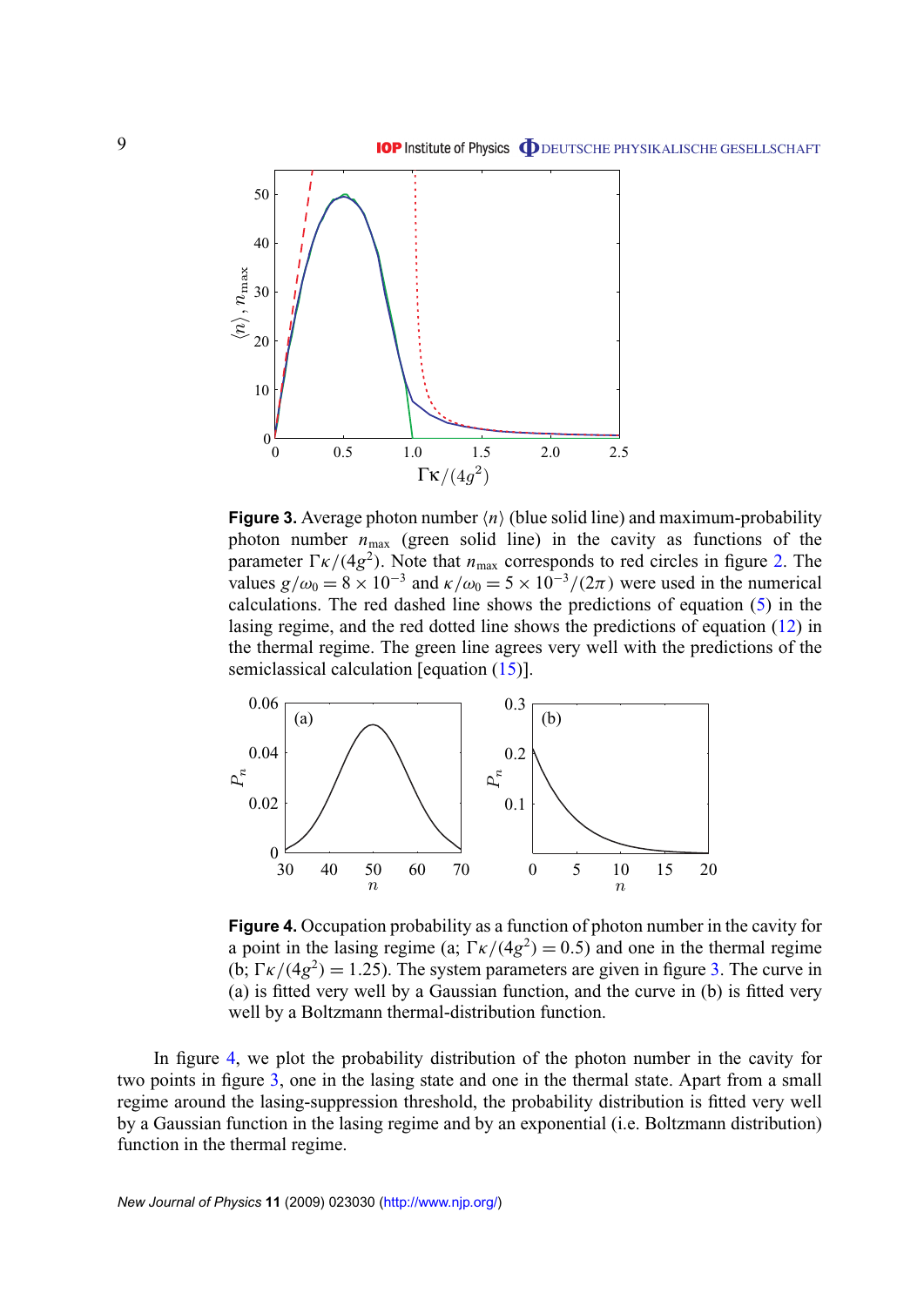**Figure 3.** Average photon number $\langle n \rangle$ (blue solid line) and maximum-probability photon number $n_{\max}$ (green solid line) in the cavity as functions of the parameter $\Gamma\kappa/(4g^2)$. Note that $n_{\max}$ corresponds to red circles in figure 2. The values $g/\omega_0 = 8 \times 10^{-3}$ and $\kappa/\omega_0 = 5 \times 10^{-3}/(2\pi)$ were used in the numerical calculations. The red dashed line shows the predictions of equation (5) in the lasing regime, and the red dotted line shows the predictions of equation (12) in the thermal regime. The green line agrees very well with the predictions of the semiclassical calculation [equation (15)].

**Figure 4.** Occupation probability as a function of photon number in the cavity for a point in the lasing regime (a; $\Gamma\kappa/(4g^2) = 0.5$) and one in the thermal regime (b; $\Gamma\kappa/(4g^2) = 1.25$). The system parameters are given in figure 3. The curve in (a) is fitted very well by a Gaussian function, and the curve in (b) is fitted very well by a Boltzmann thermal-distribution function.

In figure 4, we plot the probability distribution of the photon number in the cavity for two points in figure 3, one in the lasing state and one in the thermal state. Apart from a small regime around the lasing-suppression threshold, the probability distribution is fitted very well by a Gaussian function in the lasing regime and by an exponential (i.e. Boltzmann distribution) function in the thermal regime.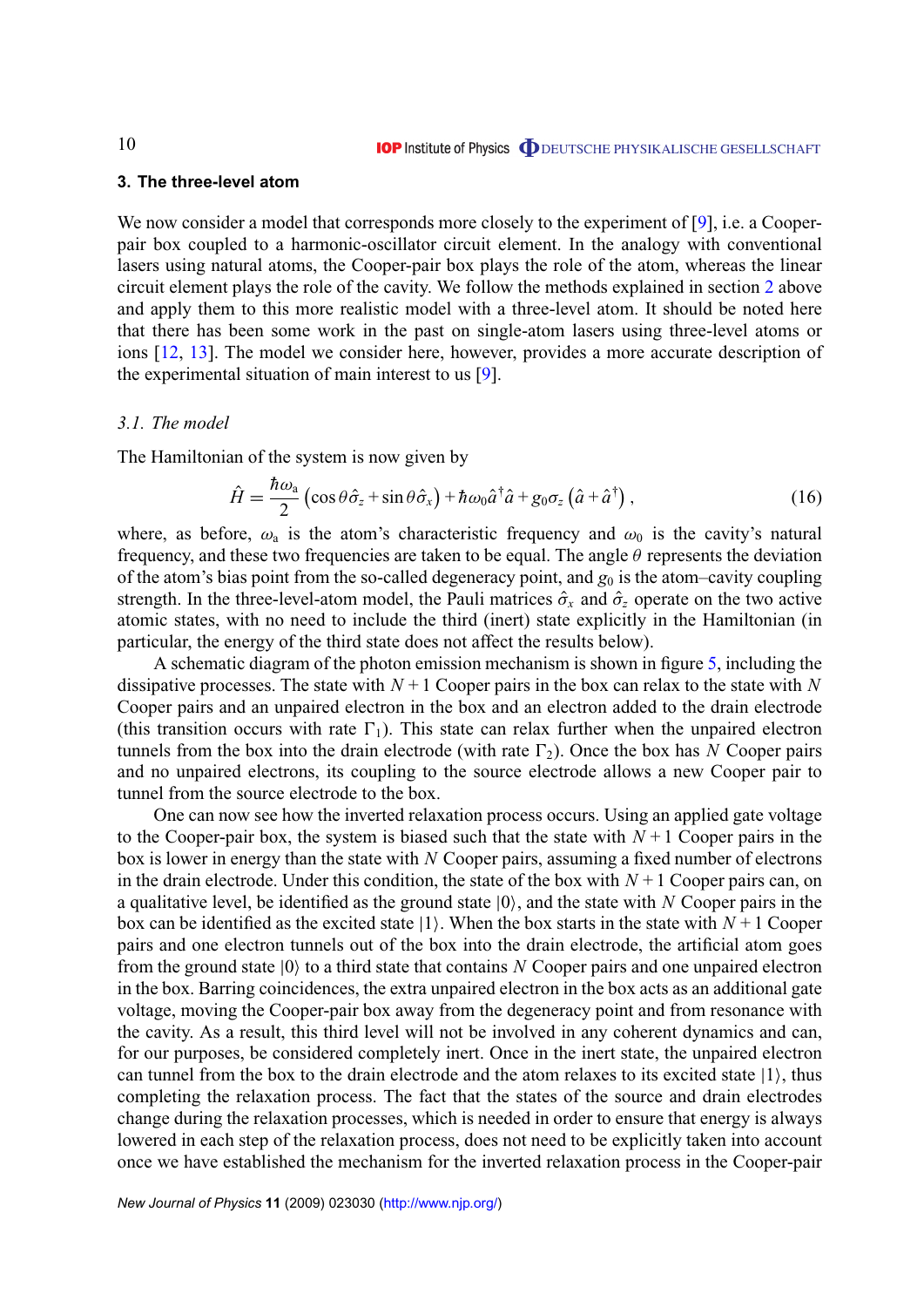## 3. The three-level atom

We now consider a model that corresponds more closely to the experiment of [9], i.e. a Cooper-pair box coupled to a harmonic-oscillator circuit element. In the analogy with conventional lasers using natural atoms, the Cooper-pair box plays the role of the atom, whereas the linear circuit element plays the role of the cavity. We follow the methods explained in section 2 above and apply them to this more realistic model with a three-level atom. It should be noted here that there has been some work in the past on single-atom lasers using three-level atoms or ions [12, 13]. The model we consider here, however, provides a more accurate description of the experimental situation of main interest to us [9].

### *3.1. The model*

The Hamiltonian of the system is now given by

$$\hat{H} = \frac{\hbar\omega_{\mathrm{a}}}{2}\left(\cos\theta\hat{\sigma}_z + \sin\theta\hat{\sigma}_x\right) + \hbar\omega_0\hat{a}^\dagger\hat{a} + g_0\sigma_z\left(\hat{a} + \hat{a}^\dagger\right), \tag{16}$$

where, as before, $\omega_{\mathrm{a}}$ is the atom's characteristic frequency and $\omega_0$ is the cavity's natural frequency, and these two frequencies are taken to be equal. The angle $\theta$ represents the deviation of the atom's bias point from the so-called degeneracy point, and $g_0$ is the atom–cavity coupling strength. In the three-level-atom model, the Pauli matrices $\hat{\sigma}_x$ and $\hat{\sigma}_z$ operate on the two active atomic states, with no need to include the third (inert) state explicitly in the Hamiltonian (in particular, the energy of the third state does not affect the results below).

A schematic diagram of the photon emission mechanism is shown in figure 5, including the dissipative processes. The state with $N+1$ Cooper pairs in the box can relax to the state with $N$ Cooper pairs and an unpaired electron in the box and an electron added to the drain electrode (this transition occurs with rate $\Gamma_1$). This state can relax further when the unpaired electron tunnels from the box into the drain electrode (with rate $\Gamma_2$). Once the box has $N$ Cooper pairs and no unpaired electrons, its coupling to the source electrode allows a new Cooper pair to tunnel from the source electrode to the box.

One can now see how the inverted relaxation process occurs. Using an applied gate voltage to the Cooper-pair box, the system is biased such that the state with $N+1$ Cooper pairs in the box is lower in energy than the state with $N$ Cooper pairs, assuming a fixed number of electrons in the drain electrode. Under this condition, the state of the box with $N+1$ Cooper pairs can, on a qualitative level, be identified as the ground state $|0\rangle$, and the state with $N$ Cooper pairs in the box can be identified as the excited state $|1\rangle$. When the box starts in the state with $N+1$ Cooper pairs and one electron tunnels out of the box into the drain electrode, the artificial atom goes from the ground state $|0\rangle$ to a third state that contains $N$ Cooper pairs and one unpaired electron in the box. Barring coincidences, the extra unpaired electron in the box acts as an additional gate voltage, moving the Cooper-pair box away from the degeneracy point and from resonance with the cavity. As a result, this third level will not be involved in any coherent dynamics and can, for our purposes, be considered completely inert. Once in the inert state, the unpaired electron can tunnel from the box to the drain electrode and the atom relaxes to its excited state $|1\rangle$, thus completing the relaxation process. The fact that the states of the source and drain electrodes change during the relaxation processes, which is needed in order to ensure that energy is always lowered in each step of the relaxation process, does not need to be explicitly taken into account once we have established the mechanism for the inverted relaxation process in the Cooper-pair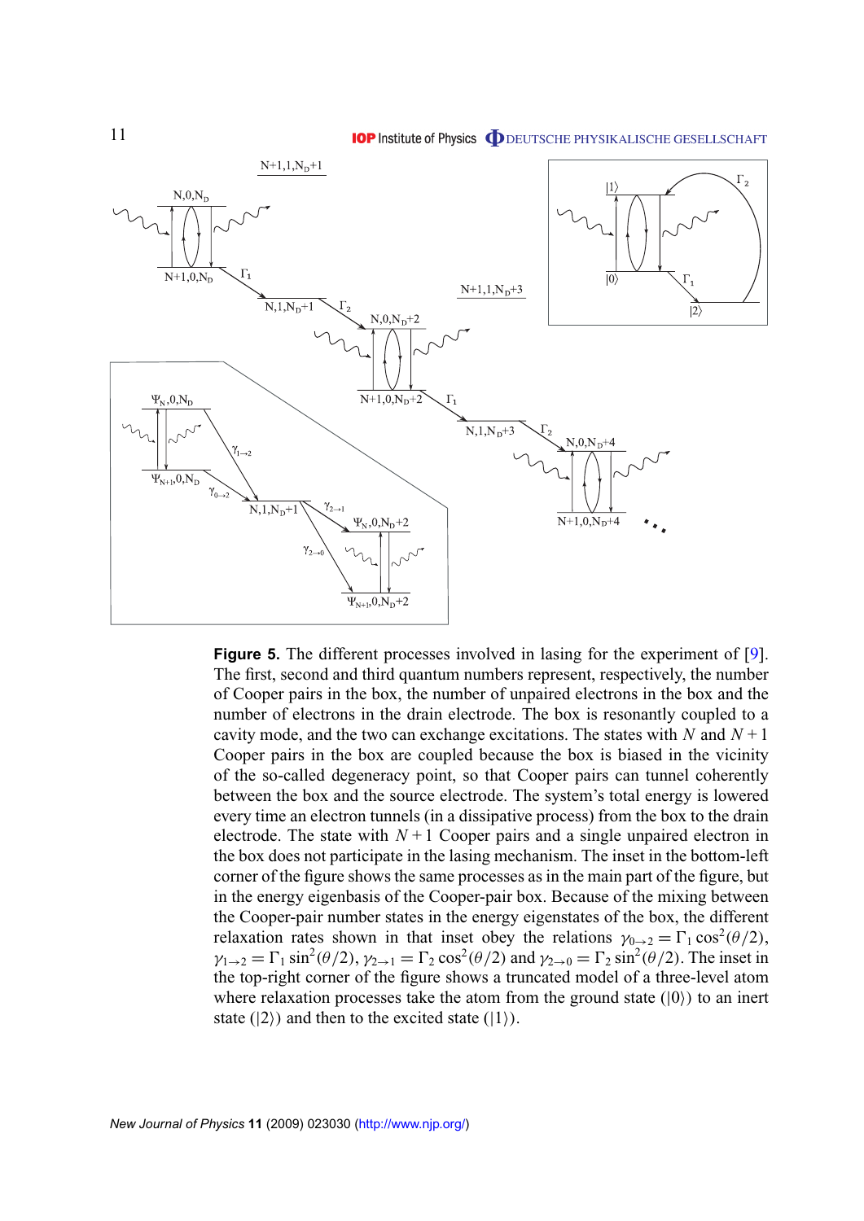**Figure 5.** The different processes involved in lasing for the experiment of [9]. The first, second and third quantum numbers represent, respectively, the number of Cooper pairs in the box, the number of unpaired electrons in the box and the number of electrons in the drain electrode. The box is resonantly coupled to a cavity mode, and the two can exchange excitations. The states with $N$ and $N+1$ Cooper pairs in the box are coupled because the box is biased in the vicinity of the so-called degeneracy point, so that Cooper pairs can tunnel coherently between the box and the source electrode. The system's total energy is lowered every time an electron tunnels (in a dissipative process) from the box to the drain electrode. The state with $N+1$ Cooper pairs and a single unpaired electron in the box does not participate in the lasing mechanism. The inset in the bottom-left corner of the figure shows the same processes as in the main part of the figure, but in the energy eigenbasis of the Cooper-pair box. Because of the mixing between the Cooper-pair number states in the energy eigenstates of the box, the different relaxation rates shown in that inset obey the relations $\gamma_{0\to 2} = \Gamma_1 \cos^2(\theta/2)$, $\gamma_{1\to 2} = \Gamma_1 \sin^2(\theta/2)$, $\gamma_{2\to 1} = \Gamma_2 \cos^2(\theta/2)$ and $\gamma_{2\to 0} = \Gamma_2 \sin^2(\theta/2)$. The inset in the top-right corner of the figure shows a truncated model of a three-level atom where relaxation processes take the atom from the ground state ($|0\rangle$) to an inert state ($|2\rangle$) and then to the excited state ($|1\rangle$).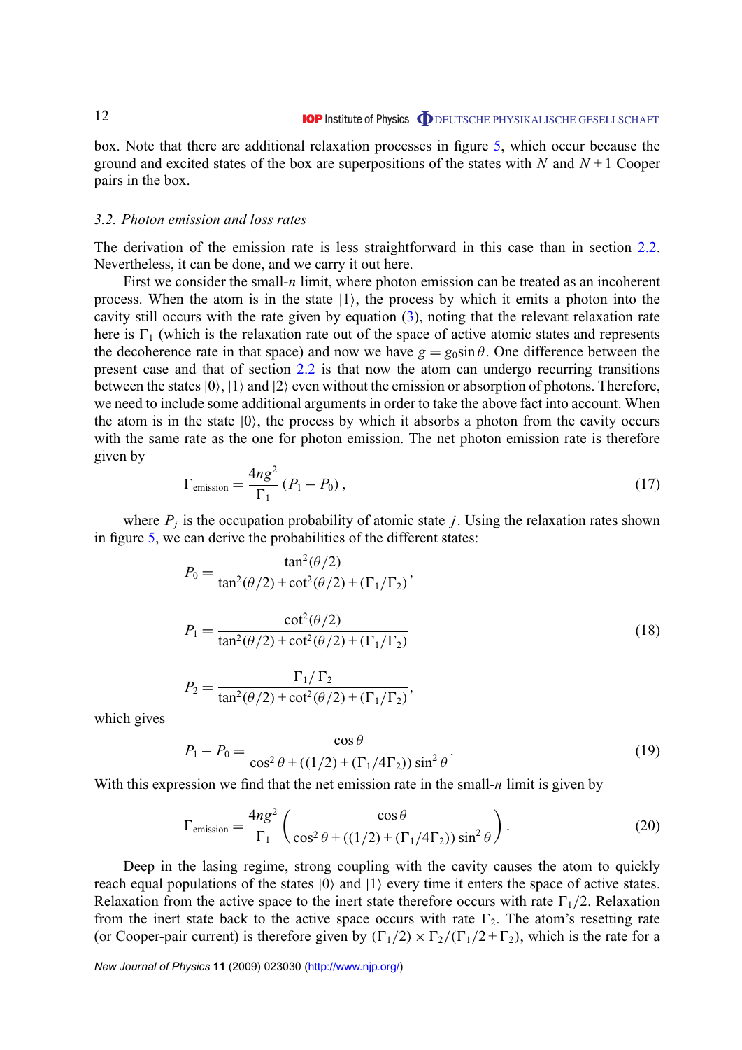box. Note that there are additional relaxation processes in figure 5, which occur because the ground and excited states of the box are superpositions of the states with $N$ and $N+1$ Cooper pairs in the box.

### 3.2. Photon emission and loss rates

The derivation of the emission rate is less straightforward in this case than in section 2.2. Nevertheless, it can be done, and we carry it out here.

First we consider the small-$n$ limit, where photon emission can be treated as an incoherent process. When the atom is in the state $|1\rangle$, the process by which it emits a photon into the cavity still occurs with the rate given by equation (3), noting that the relevant relaxation rate here is $\Gamma_1$ (which is the relaxation rate out of the space of active atomic states and represents the decoherence rate in that space) and now we have $g = g_0 \sin\theta$. One difference between the present case and that of section 2.2 is that now the atom can undergo recurring transitions between the states $|0\rangle$, $|1\rangle$ and $|2\rangle$ even without the emission or absorption of photons. Therefore, we need to include some additional arguments in order to take the above fact into account. When the atom is in the state $|0\rangle$, the process by which it absorbs a photon from the cavity occurs with the same rate as the one for photon emission. The net photon emission rate is therefore given by

$$\Gamma_{\text{emission}} = \frac{4ng^2}{\Gamma_1}\left(P_1 - P_0\right), \tag{17}$$

where $P_j$ is the occupation probability of atomic state $j$. Using the relaxation rates shown in figure 5, we can derive the probabilities of the different states:

$$P_0 = \frac{\tan^2(\theta/2)}{\tan^2(\theta/2) + \cot^2(\theta/2) + (\Gamma_1/\Gamma_2)},$$

$$P_1 = \frac{\cot^2(\theta/2)}{\tan^2(\theta/2) + \cot^2(\theta/2) + (\Gamma_1/\Gamma_2)} \tag{18}$$

$$P_2 = \frac{\Gamma_1/\Gamma_2}{\tan^2(\theta/2) + \cot^2(\theta/2) + (\Gamma_1/\Gamma_2)},$$

which gives

$$P_1 - P_0 = \frac{\cos\theta}{\cos^2\theta + ((1/2) + (\Gamma_1/4\Gamma_2))\sin^2\theta}. \tag{19}$$

With this expression we find that the net emission rate in the small-$n$ limit is given by

$$\Gamma_{\text{emission}} = \frac{4ng^2}{\Gamma_1}\left(\frac{\cos\theta}{\cos^2\theta + ((1/2) + (\Gamma_1/4\Gamma_2))\sin^2\theta}\right). \tag{20}$$

Deep in the lasing regime, strong coupling with the cavity causes the atom to quickly reach equal populations of the states $|0\rangle$ and $|1\rangle$ every time it enters the space of active states. Relaxation from the active space to the inert state therefore occurs with rate $\Gamma_1/2$. Relaxation from the inert state back to the active space occurs with rate $\Gamma_2$. The atom's resetting rate (or Cooper-pair current) is therefore given by $(\Gamma_1/2) \times \Gamma_2/(\Gamma_1/2 + \Gamma_2)$, which is the rate for a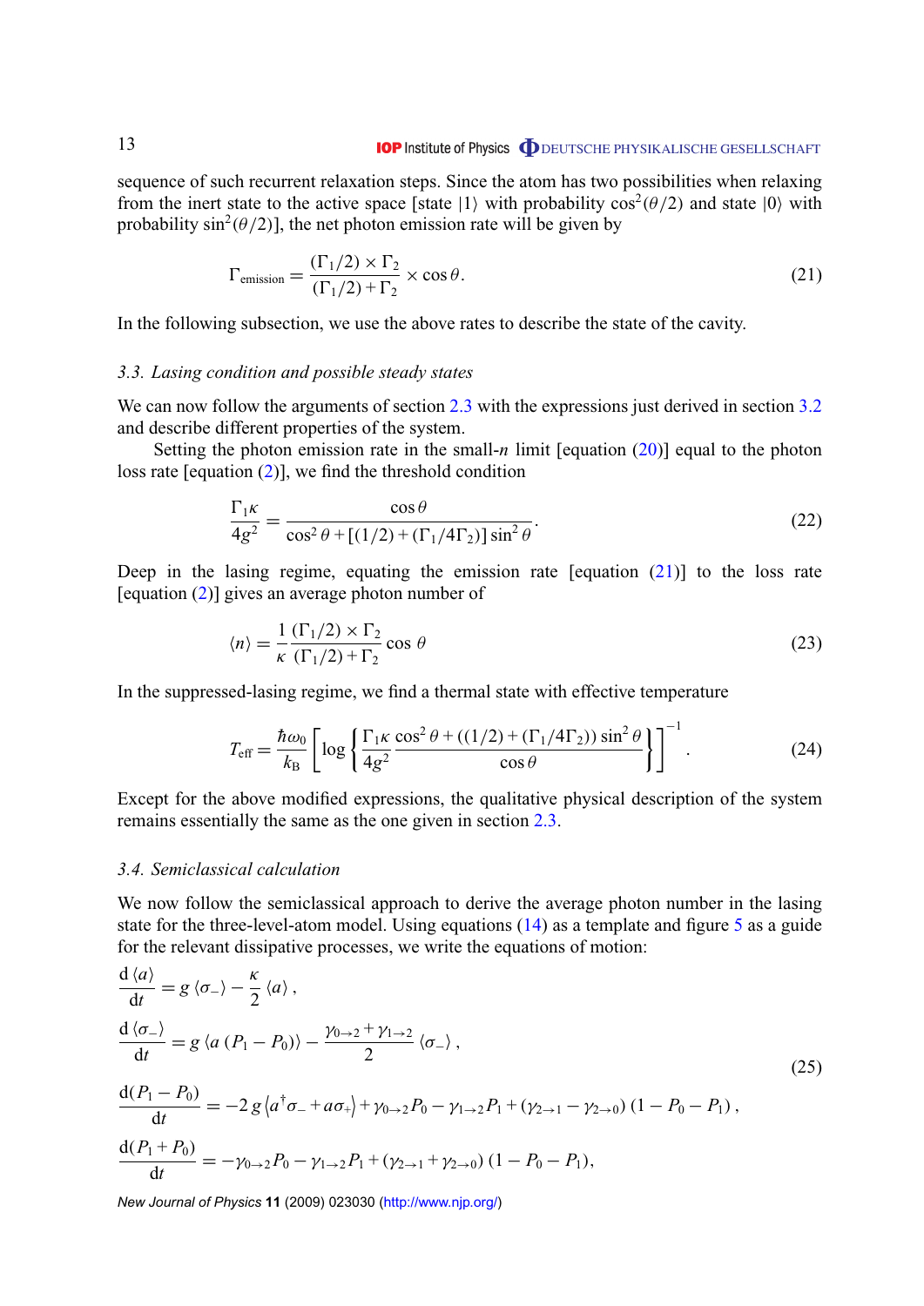sequence of such recurrent relaxation steps. Since the atom has two possibilities when relaxing from the inert state to the active space [state $|1\rangle$ with probability $\cos^2(\theta/2)$ and state $|0\rangle$ with probability $\sin^2(\theta/2)$], the net photon emission rate will be given by

$$\Gamma_{\text{emission}} = \frac{(\Gamma_1/2) \times \Gamma_2}{(\Gamma_1/2) + \Gamma_2} \times \cos\theta. \tag{21}$$

In the following subsection, we use the above rates to describe the state of the cavity.

### 3.3. Lasing condition and possible steady states

We can now follow the arguments of section 2.3 with the expressions just derived in section 3.2 and describe different properties of the system.

Setting the photon emission rate in the small-$n$ limit [equation (20)] equal to the photon loss rate [equation (2)], we find the threshold condition

$$\frac{\Gamma_1 \kappa}{4g^2} = \frac{\cos\theta}{\cos^2\theta + [(1/2) + (\Gamma_1/4\Gamma_2)]\sin^2\theta}. \tag{22}$$

Deep in the lasing regime, equating the emission rate [equation (21)] to the loss rate [equation (2)] gives an average photon number of

$$\langle n \rangle = \frac{1}{\kappa} \frac{(\Gamma_1/2) \times \Gamma_2}{(\Gamma_1/2) + \Gamma_2} \cos\theta \tag{23}$$

In the suppressed-lasing regime, we find a thermal state with effective temperature

$$T_{\text{eff}} = \frac{\hbar\omega_0}{k_{\text{B}}} \left[ \log\left\{ \frac{\Gamma_1 \kappa}{4g^2} \frac{\cos^2\theta + ((1/2) + (\Gamma_1/4\Gamma_2))\sin^2\theta}{\cos\theta} \right\} \right]^{-1}. \tag{24}$$

Except for the above modified expressions, the qualitative physical description of the system remains essentially the same as the one given in section 2.3.

### 3.4. Semiclassical calculation

We now follow the semiclassical approach to derive the average photon number in the lasing state for the three-level-atom model. Using equations (14) as a template and figure 5 as a guide for the relevant dissipative processes, we write the equations of motion:

$$\begin{aligned}
\frac{\mathrm{d}\langle a \rangle}{\mathrm{d}t} &= g\langle \sigma_- \rangle - \frac{\kappa}{2}\langle a \rangle, \\
\frac{\mathrm{d}\langle \sigma_- \rangle}{\mathrm{d}t} &= g\langle a(P_1 - P_0) \rangle - \frac{\gamma_{0\to 2} + \gamma_{1\to 2}}{2}\langle \sigma_- \rangle, \\
\frac{\mathrm{d}(P_1 - P_0)}{\mathrm{d}t} &= -2g\left\langle a^\dagger \sigma_- + a\sigma_+ \right\rangle + \gamma_{0\to 2} P_0 - \gamma_{1\to 2} P_1 + (\gamma_{2\to 1} - \gamma_{2\to 0})(1 - P_0 - P_1), \\
\frac{\mathrm{d}(P_1 + P_0)}{\mathrm{d}t} &= -\gamma_{0\to 2} P_0 - \gamma_{1\to 2} P_1 + (\gamma_{2\to 1} + \gamma_{2\to 0})(1 - P_0 - P_1),
\end{aligned} \tag{25}$$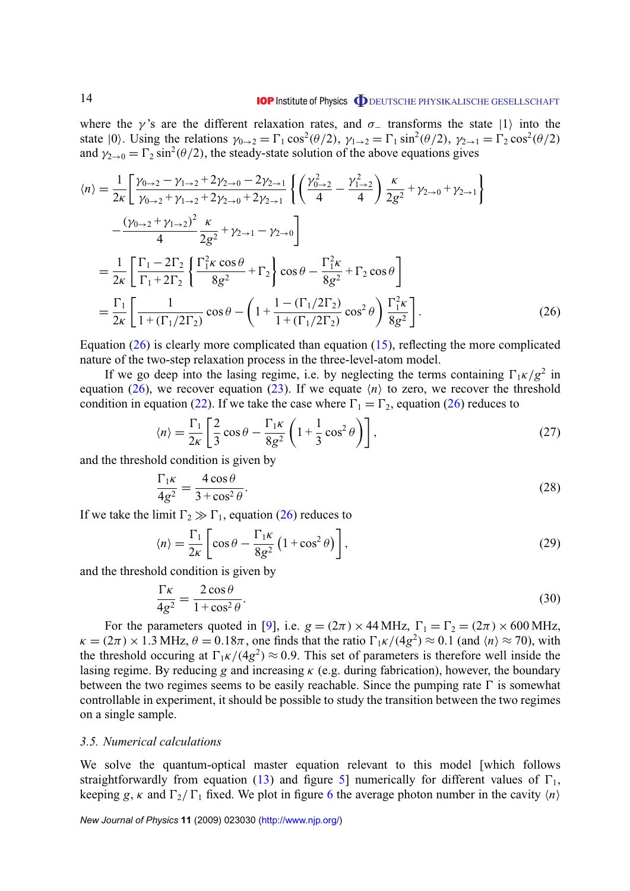where the $\gamma$'s are the different relaxation rates, and $\sigma_-$ transforms the state $|1\rangle$ into the state $|0\rangle$. Using the relations $\gamma_{0\to2} = \Gamma_1\cos^2(\theta/2)$, $\gamma_{1\to2} = \Gamma_1\sin^2(\theta/2)$, $\gamma_{2\to1} = \Gamma_2\cos^2(\theta/2)$ and $\gamma_{2\to0} = \Gamma_2\sin^2(\theta/2)$, the steady-state solution of the above equations gives

$$
\begin{aligned}
\langle n\rangle &= \frac{1}{2\kappa}\left[\frac{\gamma_{0\to2}-\gamma_{1\to2}+2\gamma_{2\to0}-2\gamma_{2\to1}}{\gamma_{0\to2}+\gamma_{1\to2}+2\gamma_{2\to0}+2\gamma_{2\to1}}\left\{\left(\frac{\gamma_{0\to2}^2}{4}-\frac{\gamma_{1\to2}^2}{4}\right)\frac{\kappa}{2g^2}+\gamma_{2\to0}+\gamma_{2\to1}\right\}\right.\\
&\qquad\left.-\frac{(\gamma_{0\to2}+\gamma_{1\to2})^2}{4}\frac{\kappa}{2g^2}+\gamma_{2\to1}-\gamma_{2\to0}\right]\\
&= \frac{1}{2\kappa}\left[\frac{\Gamma_1-2\Gamma_2}{\Gamma_1+2\Gamma_2}\left\{\frac{\Gamma_1^2\kappa\cos\theta}{8g^2}+\Gamma_2\right\}\cos\theta-\frac{\Gamma_1^2\kappa}{8g^2}+\Gamma_2\cos\theta\right]\\
&= \frac{\Gamma_1}{2\kappa}\left[\frac{1}{1+(\Gamma_1/2\Gamma_2)}\cos\theta-\left(1+\frac{1-(\Gamma_1/2\Gamma_2)}{1+(\Gamma_1/2\Gamma_2)}\cos^2\theta\right)\frac{\Gamma_1^2\kappa}{8g^2}\right].
\end{aligned}
\tag{26}
$$

Equation (26) is clearly more complicated than equation (15), reflecting the more complicated nature of the two-step relaxation process in the three-level-atom model.

If we go deep into the lasing regime, i.e. by neglecting the terms containing $\Gamma_1\kappa/g^2$ in equation (26), we recover equation (23). If we equate $\langle n\rangle$ to zero, we recover the threshold condition in equation (22). If we take the case where $\Gamma_1 = \Gamma_2$, equation (26) reduces to

$$
\langle n\rangle = \frac{\Gamma_1}{2\kappa}\left[\frac{2}{3}\cos\theta-\frac{\Gamma_1\kappa}{8g^2}\left(1+\frac{1}{3}\cos^2\theta\right)\right],
\tag{27}
$$

and the threshold condition is given by

$$
\frac{\Gamma_1\kappa}{4g^2} = \frac{4\cos\theta}{3+\cos^2\theta}.
\tag{28}
$$

If we take the limit $\Gamma_2 \gg \Gamma_1$, equation (26) reduces to

$$
\langle n\rangle = \frac{\Gamma_1}{2\kappa}\left[\cos\theta-\frac{\Gamma_1\kappa}{8g^2}\left(1+\cos^2\theta\right)\right],
\tag{29}
$$

and the threshold condition is given by

$$
\frac{\Gamma\kappa}{4g^2} = \frac{2\cos\theta}{1+\cos^2\theta}.
\tag{30}
$$

For the parameters quoted in [9], i.e. $g = (2\pi)\times 44$ MHz, $\Gamma_1 = \Gamma_2 = (2\pi)\times 600$ MHz, $\kappa = (2\pi)\times 1.3$ MHz, $\theta = 0.18\pi$, one finds that the ratio $\Gamma_1\kappa/(4g^2) \approx 0.1$ (and $\langle n\rangle \approx 70$), with the threshold occuring at $\Gamma_1\kappa/(4g^2) \approx 0.9$. This set of parameters is therefore well inside the lasing regime. By reducing $g$ and increasing $\kappa$ (e.g. during fabrication), however, the boundary between the two regimes seems to be easily reachable. Since the pumping rate $\Gamma$ is somewhat controllable in experiment, it should be possible to study the transition between the two regimes on a single sample.

### 3.5. *Numerical calculations*

We solve the quantum-optical master equation relevant to this model [which follows straightforwardly from equation (13) and figure 5] numerically for different values of $\Gamma_1$, keeping $g$, $\kappa$ and $\Gamma_2/\Gamma_1$ fixed. We plot in figure 6 the average photon number in the cavity $\langle n\rangle$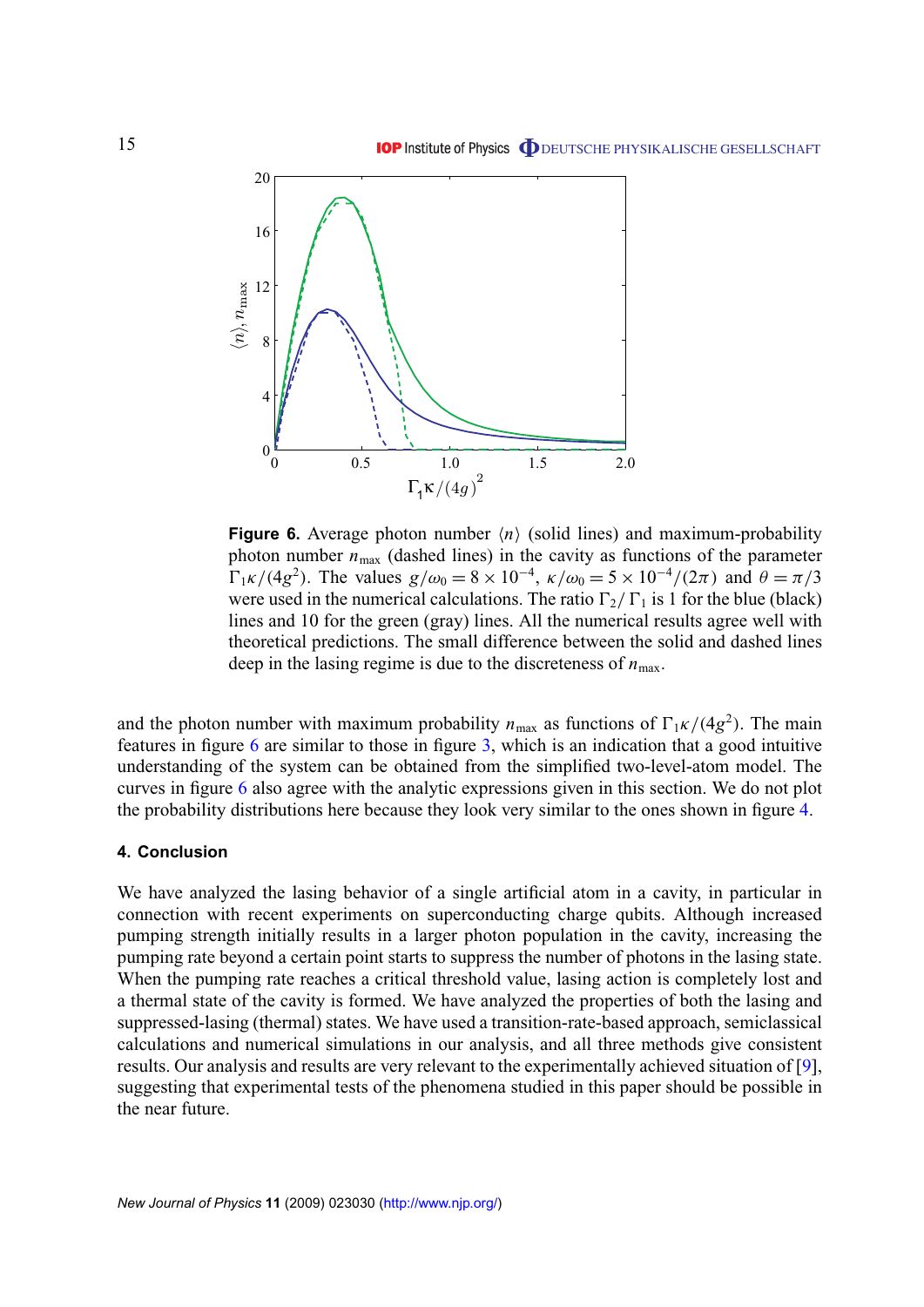**Figure 6.** Average photon number $\langle n \rangle$ (solid lines) and maximum-probability photon number $n_{\max}$ (dashed lines) in the cavity as functions of the parameter $\Gamma_1\kappa/(4g^2)$. The values $g/\omega_0 = 8 \times 10^{-4}$, $\kappa/\omega_0 = 5 \times 10^{-4}/(2\pi)$ and $\theta = \pi/3$ were used in the numerical calculations. The ratio $\Gamma_2/\Gamma_1$ is 1 for the blue (black) lines and 10 for the green (gray) lines. All the numerical results agree well with theoretical predictions. The small difference between the solid and dashed lines deep in the lasing regime is due to the discreteness of $n_{\max}$.

and the photon number with maximum probability $n_{\max}$ as functions of $\Gamma_1\kappa/(4g^2)$. The main features in figure 6 are similar to those in figure 3, which is an indication that a good intuitive understanding of the system can be obtained from the simplified two-level-atom model. The curves in figure 6 also agree with the analytic expressions given in this section. We do not plot the probability distributions here because they look very similar to the ones shown in figure 4.

## 4. Conclusion

We have analyzed the lasing behavior of a single artificial atom in a cavity, in particular in connection with recent experiments on superconducting charge qubits. Although increased pumping strength initially results in a larger photon population in the cavity, increasing the pumping rate beyond a certain point starts to suppress the number of photons in the lasing state. When the pumping rate reaches a critical threshold value, lasing action is completely lost and a thermal state of the cavity is formed. We have analyzed the properties of both the lasing and suppressed-lasing (thermal) states. We have used a transition-rate-based approach, semiclassical calculations and numerical simulations in our analysis, and all three methods give consistent results. Our analysis and results are very relevant to the experimentally achieved situation of [9], suggesting that experimental tests of the phenomena studied in this paper should be possible in the near future.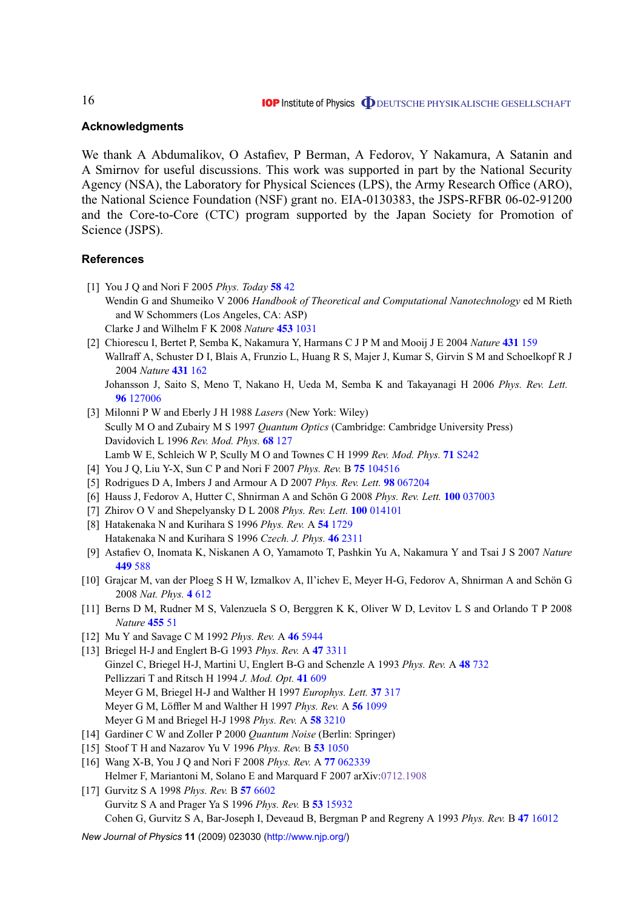## Acknowledgments

We thank A Abdumalikov, O Astafiev, P Berman, A Fedorov, Y Nakamura, A Satanin and A Smirnov for useful discussions. This work was supported in part by the National Security Agency (NSA), the Laboratory for Physical Sciences (LPS), the Army Research Office (ARO), the National Science Foundation (NSF) grant no. EIA-0130383, the JSPS-RFBR 06-02-91200 and the Core-to-Core (CTC) program supported by the Japan Society for Promotion of Science (JSPS).

## References

[1] You J Q and Nori F 2005 *Phys. Today* **58** 42
Wendin G and Shumeiko V 2006 *Handbook of Theoretical and Computational Nanotechnology* ed M Rieth and W Schommers (Los Angeles, CA: ASP)
Clarke J and Wilhelm F K 2008 *Nature* **453** 1031

[2] Chiorescu I, Bertet P, Semba K, Nakamura Y, Harmans C J P M and Mooij J E 2004 *Nature* **431** 159
Wallraff A, Schuster D I, Blais A, Frunzio L, Huang R S, Majer J, Kumar S, Girvin S M and Schoelkopf R J 2004 *Nature* **431** 162
Johansson J, Saito S, Meno T, Nakano H, Ueda M, Semba K and Takayanagi H 2006 *Phys. Rev. Lett.* **96** 127006

[3] Milonni P W and Eberly J H 1988 *Lasers* (New York: Wiley)
Scully M O and Zubairy M S 1997 *Quantum Optics* (Cambridge: Cambridge University Press)
Davidovich L 1996 *Rev. Mod. Phys.* **68** 127
Lamb W E, Schleich W P, Scully M O and Townes C H 1999 *Rev. Mod. Phys.* **71** S242

[4] You J Q, Liu Y-X, Sun C P and Nori F 2007 *Phys. Rev.* B **75** 104516

[5] Rodrigues D A, Imbers J and Armour A D 2007 *Phys. Rev. Lett.* **98** 067204

[6] Hauss J, Fedorov A, Hutter C, Shnirman A and Schön G 2008 *Phys. Rev. Lett.* **100** 037003

[7] Zhirov O V and Shepelyansky D L 2008 *Phys. Rev. Lett.* **100** 014101

[8] Hatakenaka N and Kurihara S 1996 *Phys. Rev.* A **54** 1729
Hatakenaka N and Kurihara S 1996 *Czech. J. Phys.* **46** 2311

[9] Astafiev O, Inomata K, Niskanen A O, Yamamoto T, Pashkin Yu A, Nakamura Y and Tsai J S 2007 *Nature* **449** 588

[10] Grajcar M, van der Ploeg S H W, Izmalkov A, Il'ichev E, Meyer H-G, Fedorov A, Shnirman A and Schön G 2008 *Nat. Phys.* **4** 612

[11] Berns D M, Rudner M S, Valenzuela S O, Berggren K K, Oliver W D, Levitov L S and Orlando T P 2008 *Nature* **455** 51

[12] Mu Y and Savage C M 1992 *Phys. Rev.* A **46** 5944

[13] Briegel H-J and Englert B-G 1993 *Phys. Rev.* A **47** 3311
Ginzel C, Briegel H-J, Martini U, Englert B-G and Schenzle A 1993 *Phys. Rev.* A **48** 732
Pellizzari T and Ritsch H 1994 *J. Mod. Opt.* **41** 609
Meyer G M, Briegel H-J and Walther H 1997 *Europhys. Lett.* **37** 317
Meyer G M, Löffler M and Walther H 1997 *Phys. Rev.* A **56** 1099
Meyer G M and Briegel H-J 1998 *Phys. Rev.* A **58** 3210

[14] Gardiner C W and Zoller P 2000 *Quantum Noise* (Berlin: Springer)

[15] Stoof T H and Nazarov Yu V 1996 *Phys. Rev.* B **53** 1050

[16] Wang X-B, You J Q and Nori F 2008 *Phys. Rev.* A **77** 062339
Helmer F, Mariantoni M, Solano E and Marquard F 2007 arXiv:0712.1908

[17] Gurvitz S A 1998 *Phys. Rev.* B **57** 6602
Gurvitz S A and Prager Ya S 1996 *Phys. Rev.* B **53** 15932
Cohen G, Gurvitz S A, Bar-Joseph I, Deveaud B, Bergman P and Regreny A 1993 *Phys. Rev.* B **47** 16012